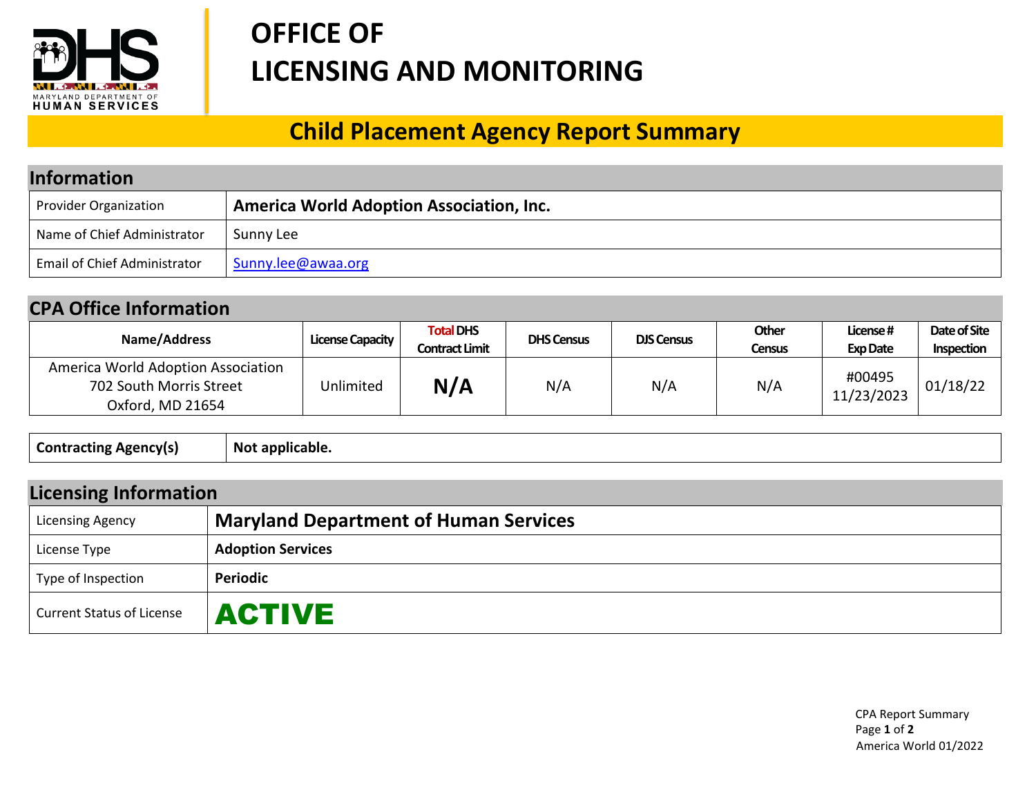# OFFICE OF LICENSING AND MONITORING

## Child Placement Agency Report Summary

## Information

| | |
|---|---|
| Provider Organization | **America World Adoption Association, Inc.** |
| Name of Chief Administrator | Sunny Lee |
| Email of Chief Administrator | Sunny.lee@awaa.org |

## CPA Office Information

| Name/Address | License Capacity | Total DHS Contract Limit | DHS Census | DJS Census | Other Census | License # Exp Date | Date of Site Inspection |
|---|---|---|---|---|---|---|---|
| America World Adoption Association 702 South Morris Street Oxford, MD 21654 | Unlimited | **N/A** | N/A | N/A | N/A | #00495 11/23/2023 | 01/18/22 |

| | |
|---|---|
| **Contracting Agency(s)** | **Not applicable.** |

## Licensing Information

| | |
|---|---|
| Licensing Agency | **Maryland Department of Human Services** |
| License Type | **Adoption Services** |
| Type of Inspection | **Periodic** |
| Current Status of License | **ACTIVE** |

CPA Report Summary
America World 01/2022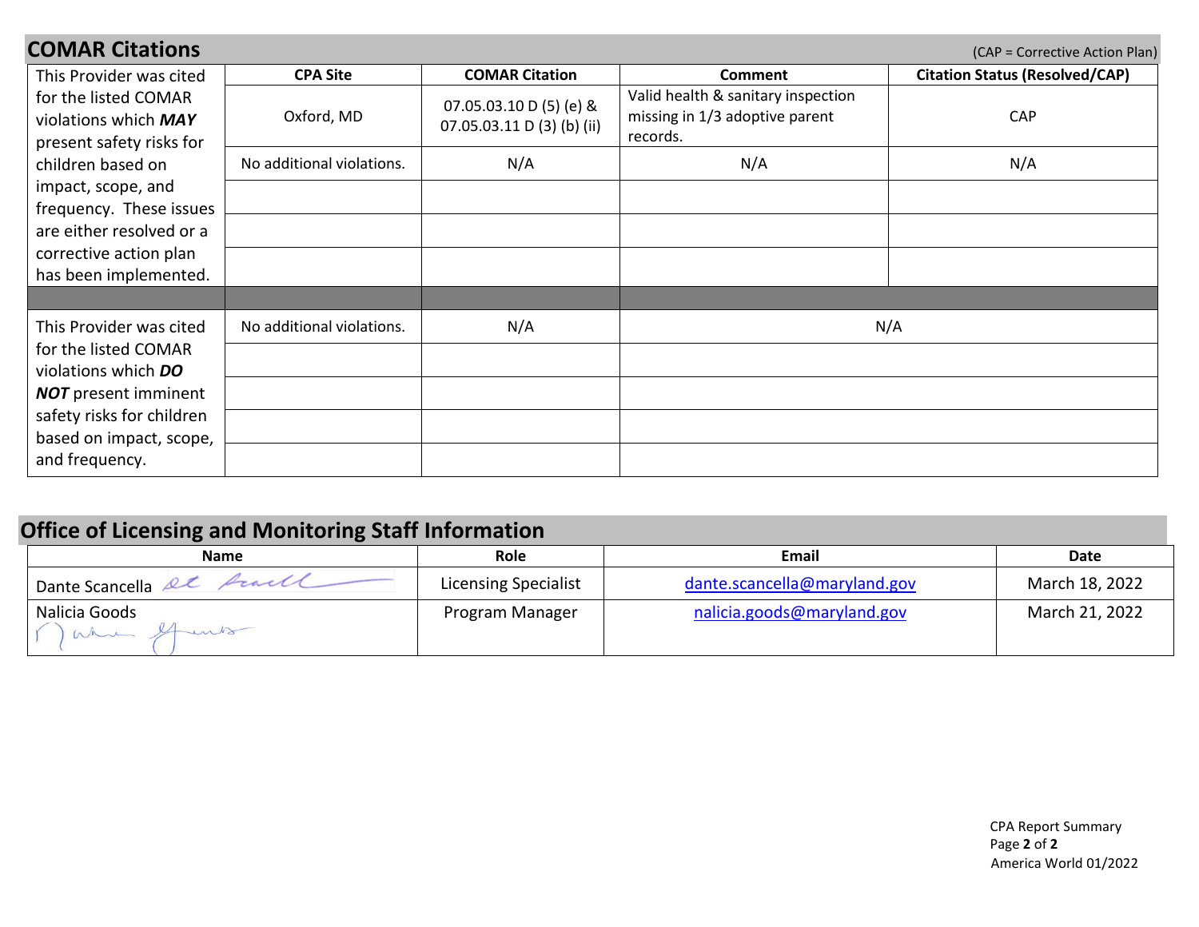## COMAR Citations

(CAP = Corrective Action Plan)

| | CPA Site | COMAR Citation | Comment | Citation Status (Resolved/CAP) |
|---|---|---|---|---|
| This Provider was cited for the listed COMAR violations which ***MAY*** present safety risks for children based on impact, scope, and frequency. These issues are either resolved or a corrective action plan has been implemented. | Oxford, MD | 07.05.03.10 D (5) (e) & 07.05.03.11 D (3) (b) (ii) | Valid health & sanitary inspection missing in 1/3 adoptive parent records. | CAP |
| | No additional violations. | N/A | N/A | N/A |
| | | | | |
| | | | | |
| | | | | |
| | | | | |
| This Provider was cited for the listed COMAR violations which ***DO NOT*** present imminent safety risks for children based on impact, scope, and frequency. | No additional violations. | N/A | N/A | |
| | | | | |
| | | | | |
| | | | | |
| | | | | |

## Office of Licensing and Monitoring Staff Information

| Name | Role | Email | Date |
|---|---|---|---|
| Dante Scancella | Licensing Specialist | dante.scancella@maryland.gov | March 18, 2022 |
| Nalicia Goods | Program Manager | nalicia.goods@maryland.gov | March 21, 2022 |

CPA Report Summary
America World 01/2022